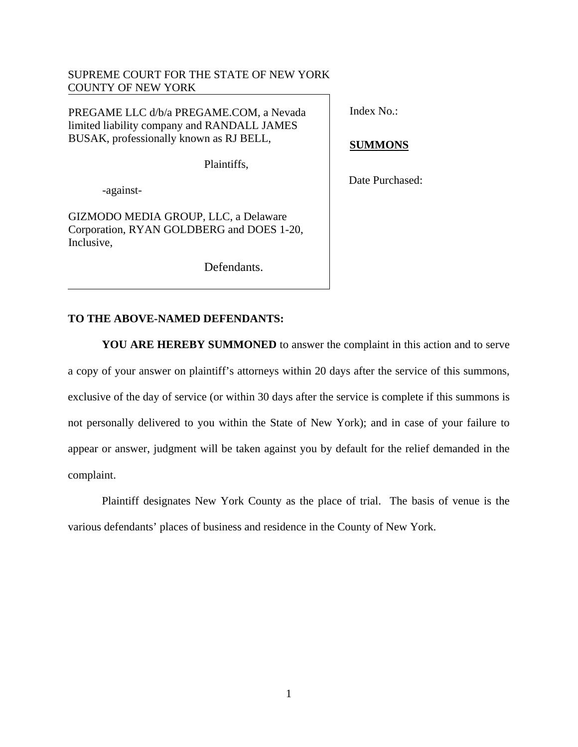SUPREME COURT FOR THE STATE OF NEW YORK
COUNTY OF NEW YORK

PREGAME LLC d/b/a PREGAME.COM, a Nevada limited liability company and RANDALL JAMES BUSAK, professionally known as RJ BELL,

Plaintiffs,

-against-

GIZMODO MEDIA GROUP, LLC, a Delaware Corporation, RYAN GOLDBERG and DOES 1-20, Inclusive,

Defendants.

Index No.:

**SUMMONS**

Date Purchased:

**TO THE ABOVE-NAMED DEFENDANTS:**

**YOU ARE HEREBY SUMMONED** to answer the complaint in this action and to serve a copy of your answer on plaintiff's attorneys within 20 days after the service of this summons, exclusive of the day of service (or within 30 days after the service is complete if this summons is not personally delivered to you within the State of New York); and in case of your failure to appear or answer, judgment will be taken against you by default for the relief demanded in the complaint.

Plaintiff designates New York County as the place of trial. The basis of venue is the various defendants' places of business and residence in the County of New York.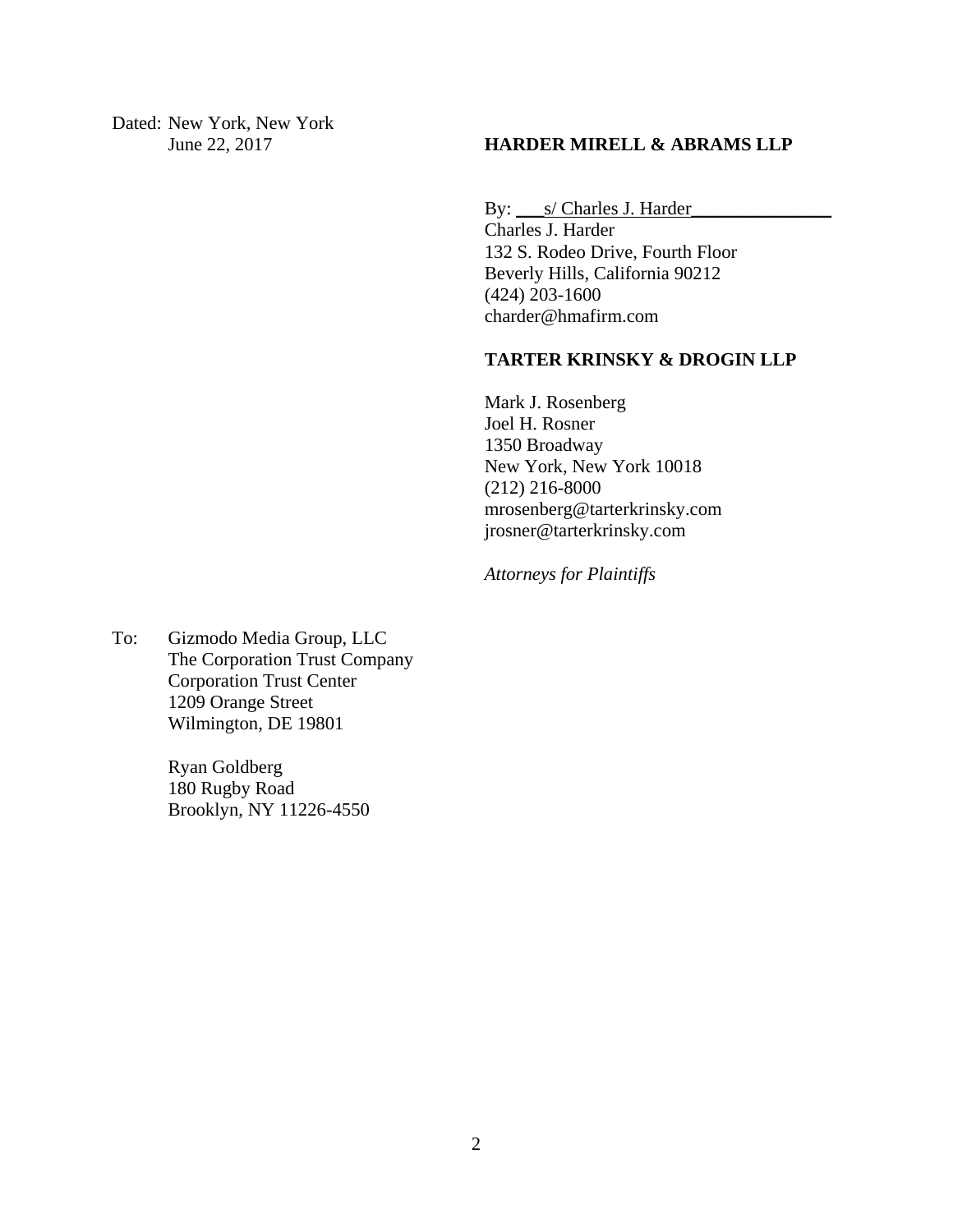Dated: New York, New York
June 22, 2017

**HARDER MIRELL & ABRAMS LLP**

By: ___s/ Charles J. Harder_______________
Charles J. Harder
132 S. Rodeo Drive, Fourth Floor
Beverly Hills, California 90212
(424) 203-1600
charder@hmafirm.com

**TARTER KRINSKY & DROGIN LLP**

Mark J. Rosenberg
Joel H. Rosner
1350 Broadway
New York, New York 10018
(212) 216-8000
mrosenberg@tarterkrinsky.com
jrosner@tarterkrinsky.com

*Attorneys for Plaintiffs*

To: Gizmodo Media Group, LLC
The Corporation Trust Company
Corporation Trust Center
1209 Orange Street
Wilmington, DE 19801

Ryan Goldberg
180 Rugby Road
Brooklyn, NY 11226-4550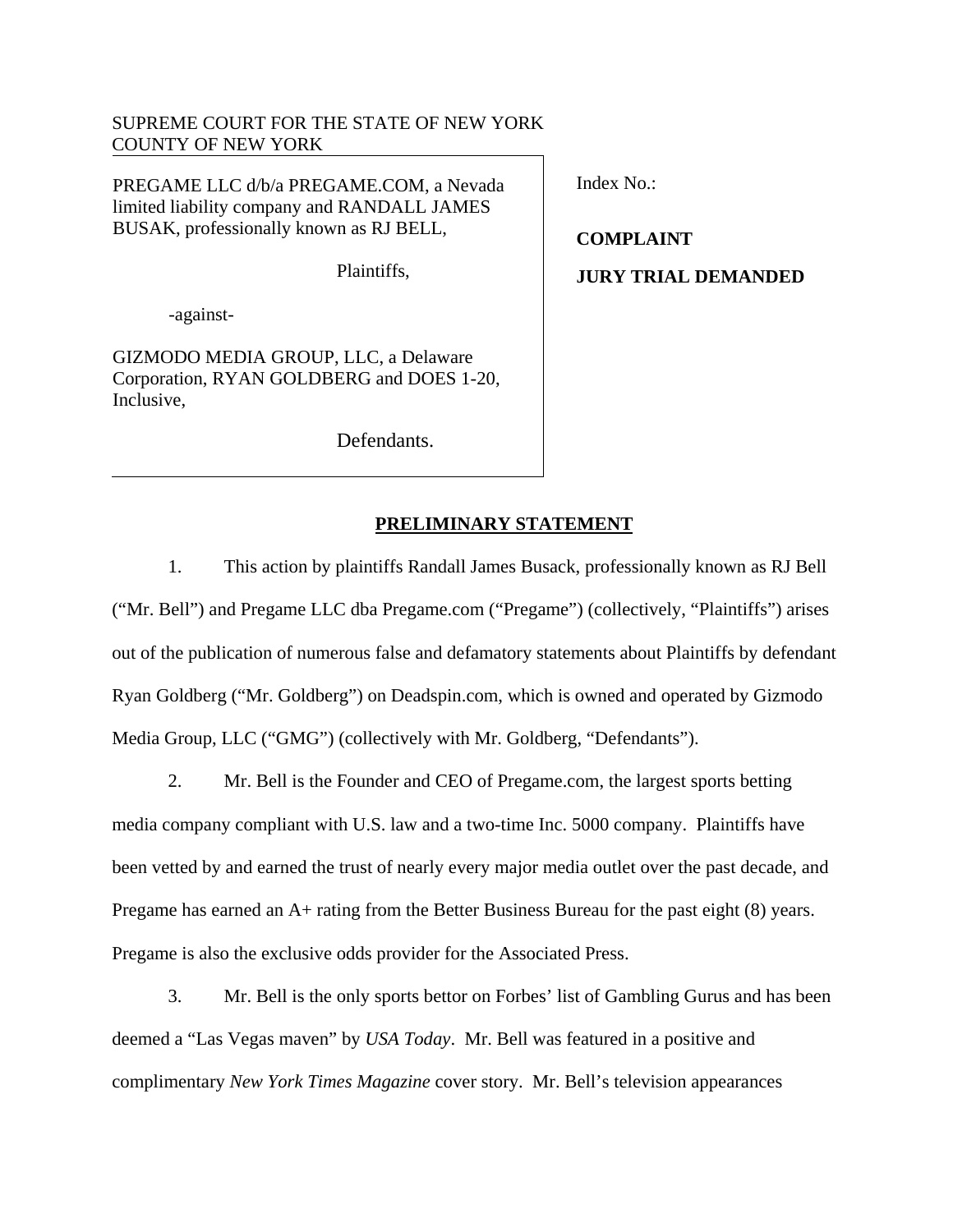SUPREME COURT FOR THE STATE OF NEW YORK
COUNTY OF NEW YORK

PREGAME LLC d/b/a PREGAME.COM, a Nevada limited liability company and RANDALL JAMES BUSAK, professionally known as RJ BELL,

Plaintiffs,

-against-

GIZMODO MEDIA GROUP, LLC, a Delaware Corporation, RYAN GOLDBERG and DOES 1-20, Inclusive,

Defendants.

Index No.:

**COMPLAINT**

**JURY TRIAL DEMANDED**

## PRELIMINARY STATEMENT

1. This action by plaintiffs Randall James Busack, professionally known as RJ Bell ("Mr. Bell") and Pregame LLC dba Pregame.com ("Pregame") (collectively, "Plaintiffs") arises out of the publication of numerous false and defamatory statements about Plaintiffs by defendant Ryan Goldberg ("Mr. Goldberg") on Deadspin.com, which is owned and operated by Gizmodo Media Group, LLC ("GMG") (collectively with Mr. Goldberg, "Defendants").

2. Mr. Bell is the Founder and CEO of Pregame.com, the largest sports betting media company compliant with U.S. law and a two-time Inc. 5000 company. Plaintiffs have been vetted by and earned the trust of nearly every major media outlet over the past decade, and Pregame has earned an A+ rating from the Better Business Bureau for the past eight (8) years. Pregame is also the exclusive odds provider for the Associated Press.

3. Mr. Bell is the only sports bettor on Forbes' list of Gambling Gurus and has been deemed a "Las Vegas maven" by *USA Today*. Mr. Bell was featured in a positive and complimentary *New York Times Magazine* cover story. Mr. Bell's television appearances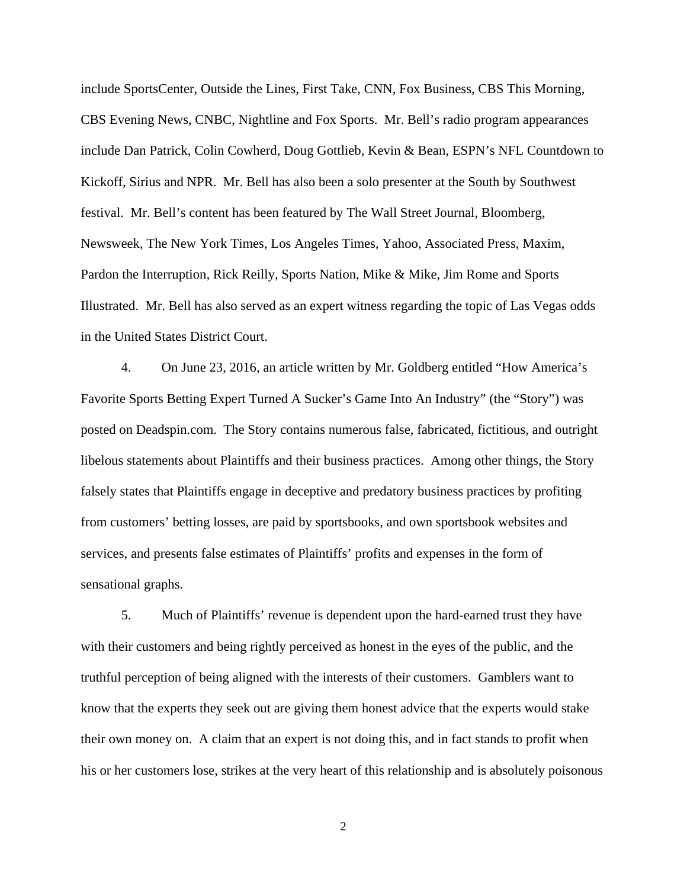include SportsCenter, Outside the Lines, First Take, CNN, Fox Business, CBS This Morning, CBS Evening News, CNBC, Nightline and Fox Sports. Mr. Bell's radio program appearances include Dan Patrick, Colin Cowherd, Doug Gottlieb, Kevin & Bean, ESPN's NFL Countdown to Kickoff, Sirius and NPR. Mr. Bell has also been a solo presenter at the South by Southwest festival. Mr. Bell's content has been featured by The Wall Street Journal, Bloomberg, Newsweek, The New York Times, Los Angeles Times, Yahoo, Associated Press, Maxim, Pardon the Interruption, Rick Reilly, Sports Nation, Mike & Mike, Jim Rome and Sports Illustrated. Mr. Bell has also served as an expert witness regarding the topic of Las Vegas odds in the United States District Court.

4. On June 23, 2016, an article written by Mr. Goldberg entitled "How America's Favorite Sports Betting Expert Turned A Sucker's Game Into An Industry" (the "Story") was posted on Deadspin.com. The Story contains numerous false, fabricated, fictitious, and outright libelous statements about Plaintiffs and their business practices. Among other things, the Story falsely states that Plaintiffs engage in deceptive and predatory business practices by profiting from customers' betting losses, are paid by sportsbooks, and own sportsbook websites and services, and presents false estimates of Plaintiffs' profits and expenses in the form of sensational graphs.

5. Much of Plaintiffs' revenue is dependent upon the hard-earned trust they have with their customers and being rightly perceived as honest in the eyes of the public, and the truthful perception of being aligned with the interests of their customers. Gamblers want to know that the experts they seek out are giving them honest advice that the experts would stake their own money on. A claim that an expert is not doing this, and in fact stands to profit when his or her customers lose, strikes at the very heart of this relationship and is absolutely poisonous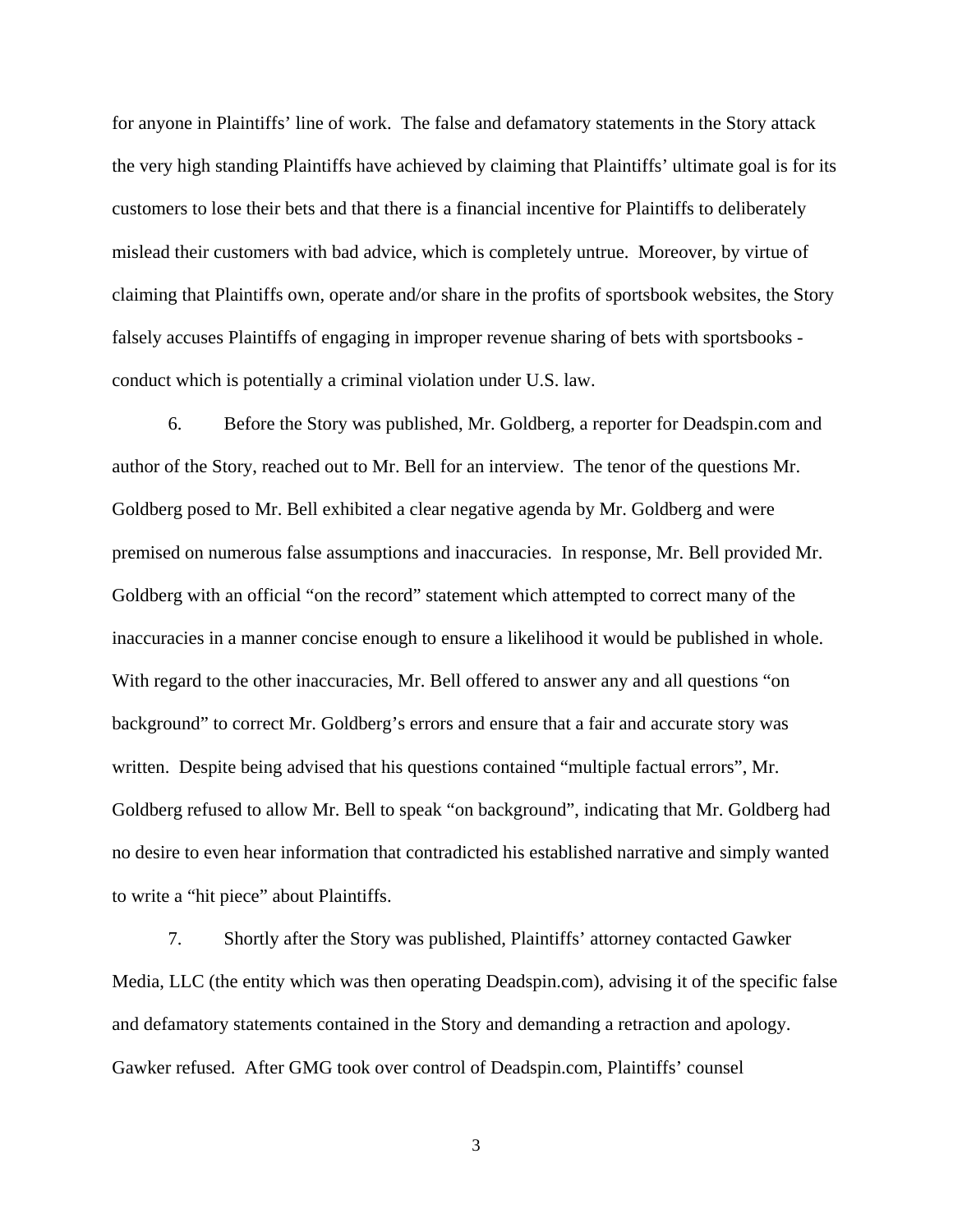for anyone in Plaintiffs' line of work. The false and defamatory statements in the Story attack the very high standing Plaintiffs have achieved by claiming that Plaintiffs' ultimate goal is for its customers to lose their bets and that there is a financial incentive for Plaintiffs to deliberately mislead their customers with bad advice, which is completely untrue. Moreover, by virtue of claiming that Plaintiffs own, operate and/or share in the profits of sportsbook websites, the Story falsely accuses Plaintiffs of engaging in improper revenue sharing of bets with sportsbooks - conduct which is potentially a criminal violation under U.S. law.

6. Before the Story was published, Mr. Goldberg, a reporter for Deadspin.com and author of the Story, reached out to Mr. Bell for an interview. The tenor of the questions Mr. Goldberg posed to Mr. Bell exhibited a clear negative agenda by Mr. Goldberg and were premised on numerous false assumptions and inaccuracies. In response, Mr. Bell provided Mr. Goldberg with an official "on the record" statement which attempted to correct many of the inaccuracies in a manner concise enough to ensure a likelihood it would be published in whole. With regard to the other inaccuracies, Mr. Bell offered to answer any and all questions "on background" to correct Mr. Goldberg's errors and ensure that a fair and accurate story was written. Despite being advised that his questions contained "multiple factual errors", Mr. Goldberg refused to allow Mr. Bell to speak "on background", indicating that Mr. Goldberg had no desire to even hear information that contradicted his established narrative and simply wanted to write a "hit piece" about Plaintiffs.

7. Shortly after the Story was published, Plaintiffs' attorney contacted Gawker Media, LLC (the entity which was then operating Deadspin.com), advising it of the specific false and defamatory statements contained in the Story and demanding a retraction and apology. Gawker refused. After GMG took over control of Deadspin.com, Plaintiffs' counsel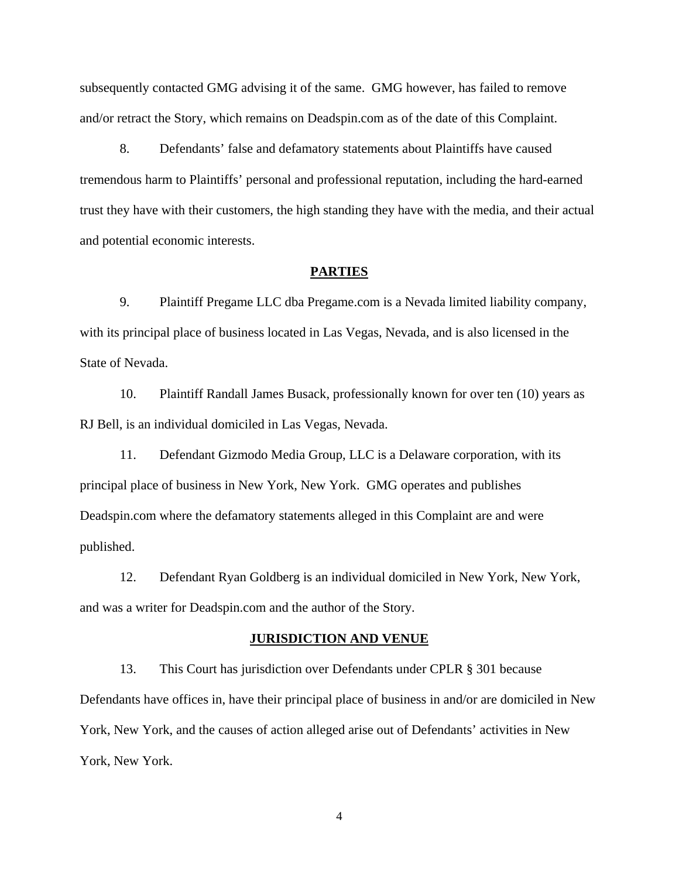subsequently contacted GMG advising it of the same. GMG however, has failed to remove and/or retract the Story, which remains on Deadspin.com as of the date of this Complaint.

8. Defendants' false and defamatory statements about Plaintiffs have caused tremendous harm to Plaintiffs' personal and professional reputation, including the hard-earned trust they have with their customers, the high standing they have with the media, and their actual and potential economic interests.

## PARTIES

9. Plaintiff Pregame LLC dba Pregame.com is a Nevada limited liability company, with its principal place of business located in Las Vegas, Nevada, and is also licensed in the State of Nevada.

10. Plaintiff Randall James Busack, professionally known for over ten (10) years as RJ Bell, is an individual domiciled in Las Vegas, Nevada.

11. Defendant Gizmodo Media Group, LLC is a Delaware corporation, with its principal place of business in New York, New York. GMG operates and publishes Deadspin.com where the defamatory statements alleged in this Complaint are and were published.

12. Defendant Ryan Goldberg is an individual domiciled in New York, New York, and was a writer for Deadspin.com and the author of the Story.

## JURISDICTION AND VENUE

13. This Court has jurisdiction over Defendants under CPLR § 301 because Defendants have offices in, have their principal place of business in and/or are domiciled in New York, New York, and the causes of action alleged arise out of Defendants' activities in New York, New York.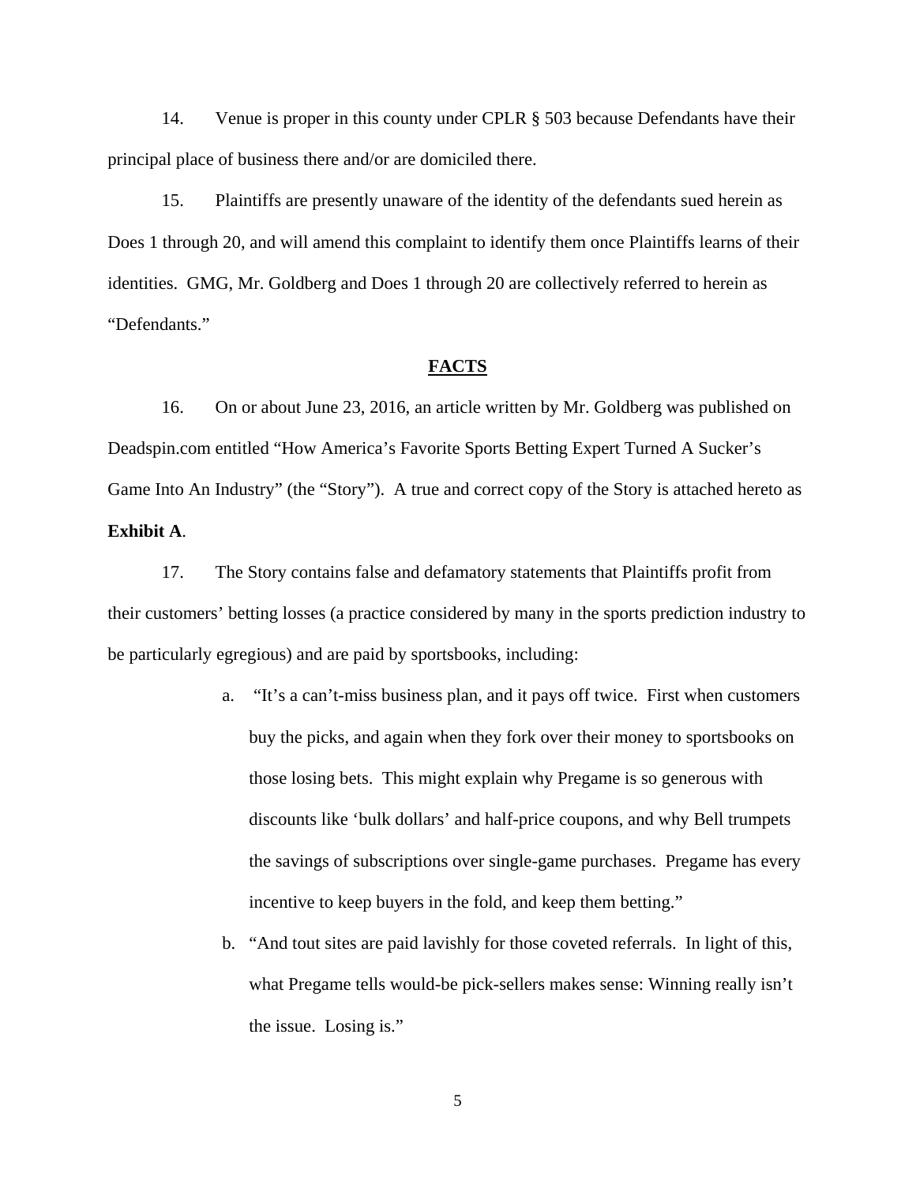14. Venue is proper in this county under CPLR § 503 because Defendants have their principal place of business there and/or are domiciled there.

15. Plaintiffs are presently unaware of the identity of the defendants sued herein as Does 1 through 20, and will amend this complaint to identify them once Plaintiffs learns of their identities. GMG, Mr. Goldberg and Does 1 through 20 are collectively referred to herein as "Defendants."

## FACTS

16. On or about June 23, 2016, an article written by Mr. Goldberg was published on Deadspin.com entitled "How America's Favorite Sports Betting Expert Turned A Sucker's Game Into An Industry" (the "Story"). A true and correct copy of the Story is attached hereto as **Exhibit A**.

17. The Story contains false and defamatory statements that Plaintiffs profit from their customers' betting losses (a practice considered by many in the sports prediction industry to be particularly egregious) and are paid by sportsbooks, including:

a. "It's a can't-miss business plan, and it pays off twice. First when customers buy the picks, and again when they fork over their money to sportsbooks on those losing bets. This might explain why Pregame is so generous with discounts like 'bulk dollars' and half-price coupons, and why Bell trumpets the savings of subscriptions over single-game purchases. Pregame has every incentive to keep buyers in the fold, and keep them betting."

b. "And tout sites are paid lavishly for those coveted referrals. In light of this, what Pregame tells would-be pick-sellers makes sense: Winning really isn't the issue. Losing is."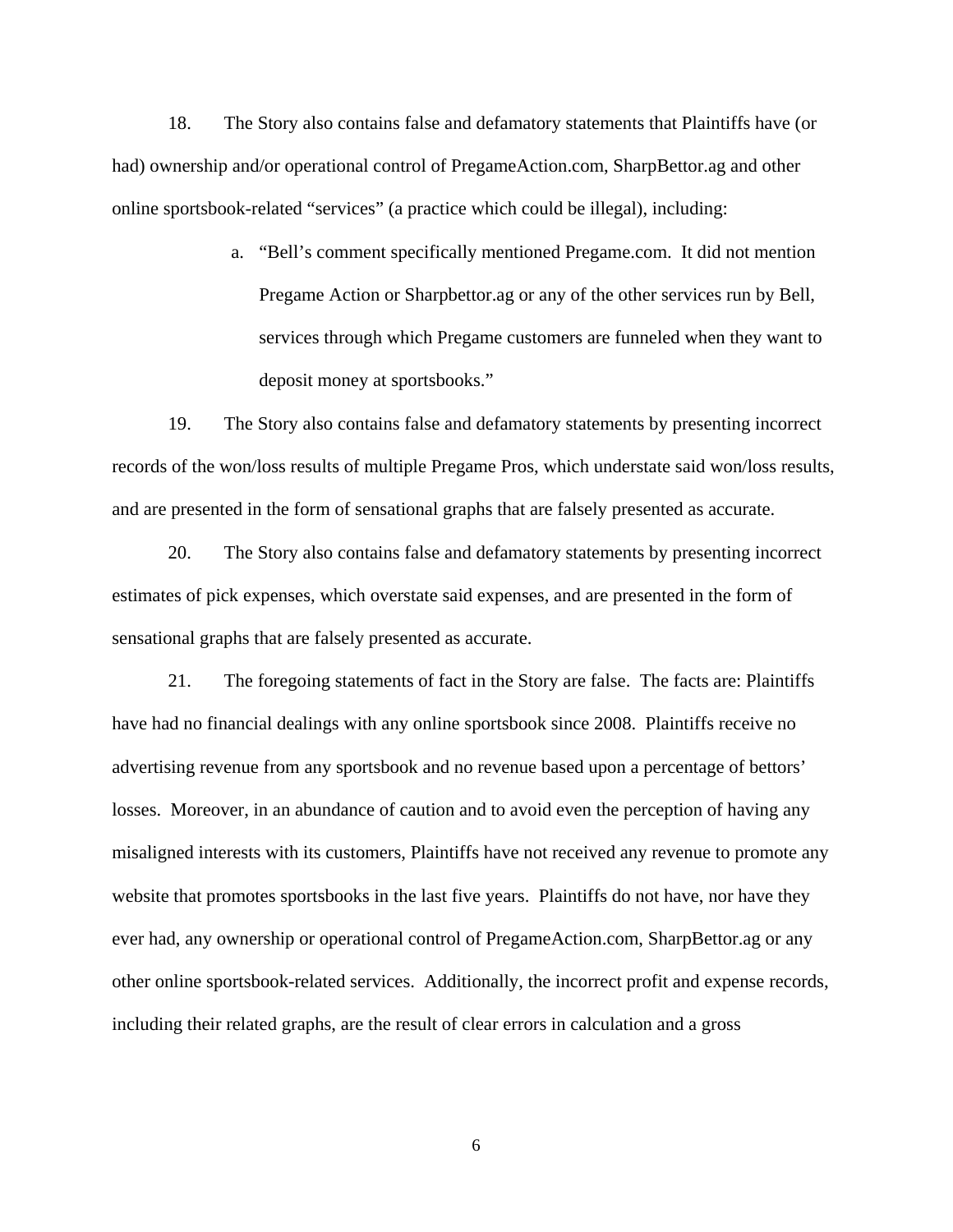18. The Story also contains false and defamatory statements that Plaintiffs have (or had) ownership and/or operational control of PregameAction.com, SharpBettor.ag and other online sportsbook-related "services" (a practice which could be illegal), including:

  a. "Bell's comment specifically mentioned Pregame.com. It did not mention Pregame Action or Sharpbettor.ag or any of the other services run by Bell, services through which Pregame customers are funneled when they want to deposit money at sportsbooks."

19. The Story also contains false and defamatory statements by presenting incorrect records of the won/loss results of multiple Pregame Pros, which understate said won/loss results, and are presented in the form of sensational graphs that are falsely presented as accurate.

20. The Story also contains false and defamatory statements by presenting incorrect estimates of pick expenses, which overstate said expenses, and are presented in the form of sensational graphs that are falsely presented as accurate.

21. The foregoing statements of fact in the Story are false. The facts are: Plaintiffs have had no financial dealings with any online sportsbook since 2008. Plaintiffs receive no advertising revenue from any sportsbook and no revenue based upon a percentage of bettors' losses. Moreover, in an abundance of caution and to avoid even the perception of having any misaligned interests with its customers, Plaintiffs have not received any revenue to promote any website that promotes sportsbooks in the last five years. Plaintiffs do not have, nor have they ever had, any ownership or operational control of PregameAction.com, SharpBettor.ag or any other online sportsbook-related services. Additionally, the incorrect profit and expense records, including their related graphs, are the result of clear errors in calculation and a gross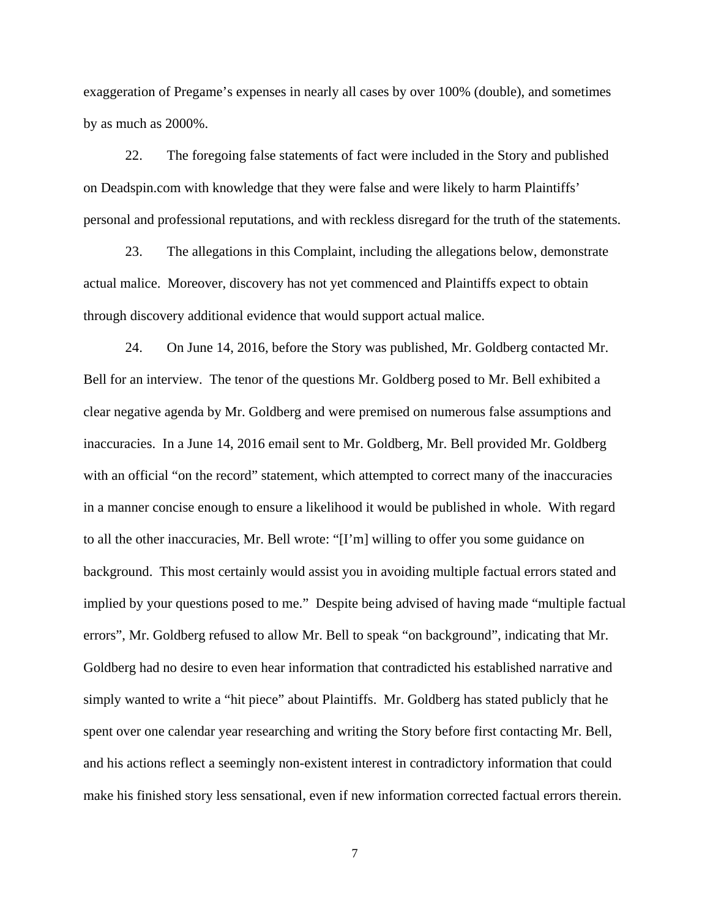exaggeration of Pregame's expenses in nearly all cases by over 100% (double), and sometimes by as much as 2000%.

22. The foregoing false statements of fact were included in the Story and published on Deadspin.com with knowledge that they were false and were likely to harm Plaintiffs' personal and professional reputations, and with reckless disregard for the truth of the statements.

23. The allegations in this Complaint, including the allegations below, demonstrate actual malice. Moreover, discovery has not yet commenced and Plaintiffs expect to obtain through discovery additional evidence that would support actual malice.

24. On June 14, 2016, before the Story was published, Mr. Goldberg contacted Mr. Bell for an interview. The tenor of the questions Mr. Goldberg posed to Mr. Bell exhibited a clear negative agenda by Mr. Goldberg and were premised on numerous false assumptions and inaccuracies. In a June 14, 2016 email sent to Mr. Goldberg, Mr. Bell provided Mr. Goldberg with an official "on the record" statement, which attempted to correct many of the inaccuracies in a manner concise enough to ensure a likelihood it would be published in whole. With regard to all the other inaccuracies, Mr. Bell wrote: "[I'm] willing to offer you some guidance on background. This most certainly would assist you in avoiding multiple factual errors stated and implied by your questions posed to me." Despite being advised of having made "multiple factual errors", Mr. Goldberg refused to allow Mr. Bell to speak "on background", indicating that Mr. Goldberg had no desire to even hear information that contradicted his established narrative and simply wanted to write a "hit piece" about Plaintiffs. Mr. Goldberg has stated publicly that he spent over one calendar year researching and writing the Story before first contacting Mr. Bell, and his actions reflect a seemingly non-existent interest in contradictory information that could make his finished story less sensational, even if new information corrected factual errors therein.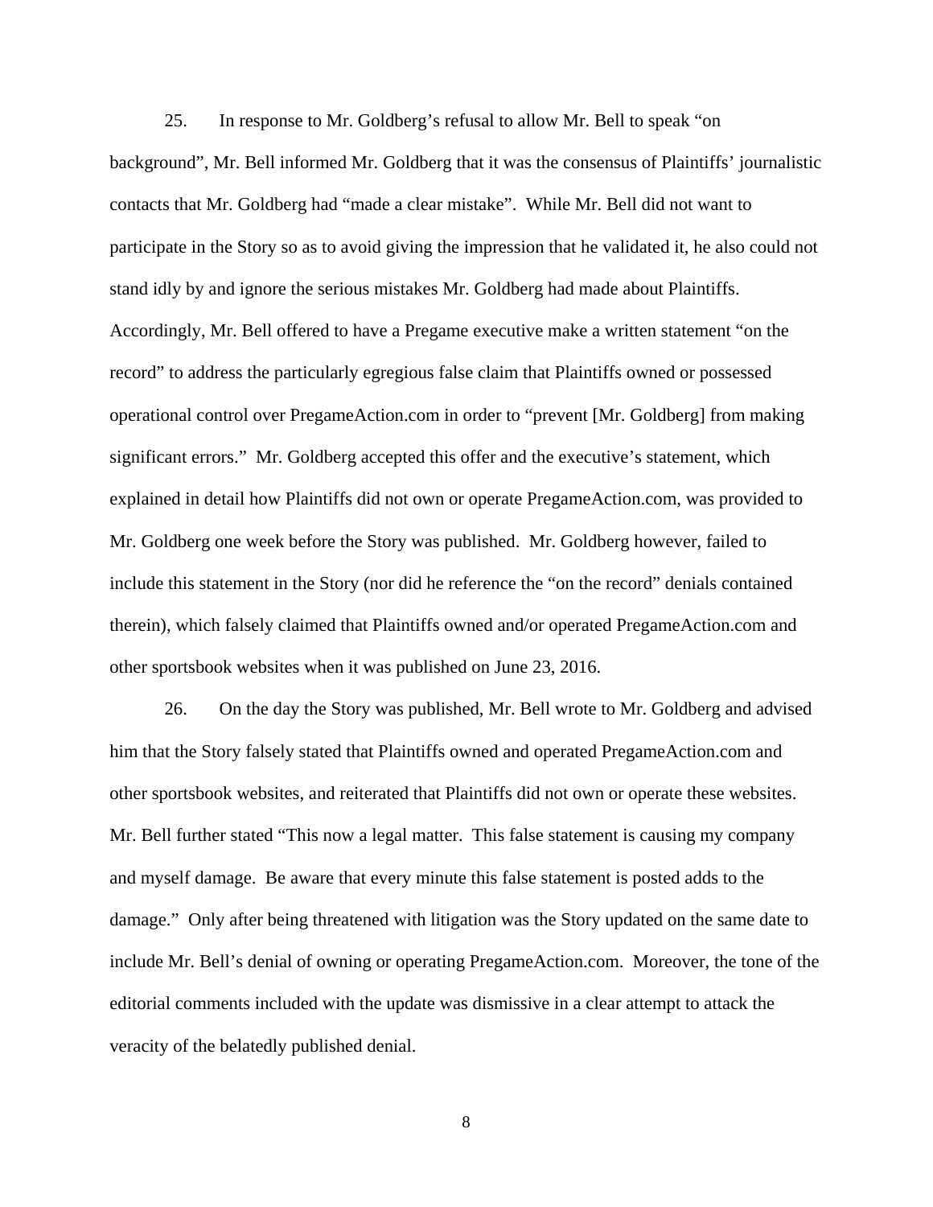25. In response to Mr. Goldberg's refusal to allow Mr. Bell to speak "on background", Mr. Bell informed Mr. Goldberg that it was the consensus of Plaintiffs' journalistic contacts that Mr. Goldberg had "made a clear mistake". While Mr. Bell did not want to participate in the Story so as to avoid giving the impression that he validated it, he also could not stand idly by and ignore the serious mistakes Mr. Goldberg had made about Plaintiffs. Accordingly, Mr. Bell offered to have a Pregame executive make a written statement "on the record" to address the particularly egregious false claim that Plaintiffs owned or possessed operational control over PregameAction.com in order to "prevent [Mr. Goldberg] from making significant errors." Mr. Goldberg accepted this offer and the executive's statement, which explained in detail how Plaintiffs did not own or operate PregameAction.com, was provided to Mr. Goldberg one week before the Story was published. Mr. Goldberg however, failed to include this statement in the Story (nor did he reference the "on the record" denials contained therein), which falsely claimed that Plaintiffs owned and/or operated PregameAction.com and other sportsbook websites when it was published on June 23, 2016.

26. On the day the Story was published, Mr. Bell wrote to Mr. Goldberg and advised him that the Story falsely stated that Plaintiffs owned and operated PregameAction.com and other sportsbook websites, and reiterated that Plaintiffs did not own or operate these websites. Mr. Bell further stated "This now a legal matter. This false statement is causing my company and myself damage. Be aware that every minute this false statement is posted adds to the damage." Only after being threatened with litigation was the Story updated on the same date to include Mr. Bell's denial of owning or operating PregameAction.com. Moreover, the tone of the editorial comments included with the update was dismissive in a clear attempt to attack the veracity of the belatedly published denial.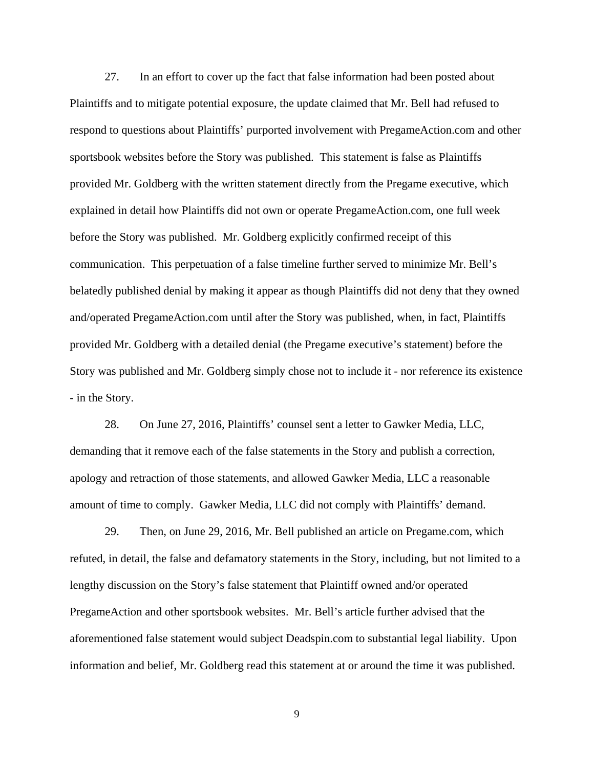27. In an effort to cover up the fact that false information had been posted about Plaintiffs and to mitigate potential exposure, the update claimed that Mr. Bell had refused to respond to questions about Plaintiffs' purported involvement with PregameAction.com and other sportsbook websites before the Story was published. This statement is false as Plaintiffs provided Mr. Goldberg with the written statement directly from the Pregame executive, which explained in detail how Plaintiffs did not own or operate PregameAction.com, one full week before the Story was published. Mr. Goldberg explicitly confirmed receipt of this communication. This perpetuation of a false timeline further served to minimize Mr. Bell's belatedly published denial by making it appear as though Plaintiffs did not deny that they owned and/operated PregameAction.com until after the Story was published, when, in fact, Plaintiffs provided Mr. Goldberg with a detailed denial (the Pregame executive's statement) before the Story was published and Mr. Goldberg simply chose not to include it - nor reference its existence - in the Story.

28. On June 27, 2016, Plaintiffs' counsel sent a letter to Gawker Media, LLC, demanding that it remove each of the false statements in the Story and publish a correction, apology and retraction of those statements, and allowed Gawker Media, LLC a reasonable amount of time to comply. Gawker Media, LLC did not comply with Plaintiffs' demand.

29. Then, on June 29, 2016, Mr. Bell published an article on Pregame.com, which refuted, in detail, the false and defamatory statements in the Story, including, but not limited to a lengthy discussion on the Story's false statement that Plaintiff owned and/or operated PregameAction and other sportsbook websites. Mr. Bell's article further advised that the aforementioned false statement would subject Deadspin.com to substantial legal liability. Upon information and belief, Mr. Goldberg read this statement at or around the time it was published.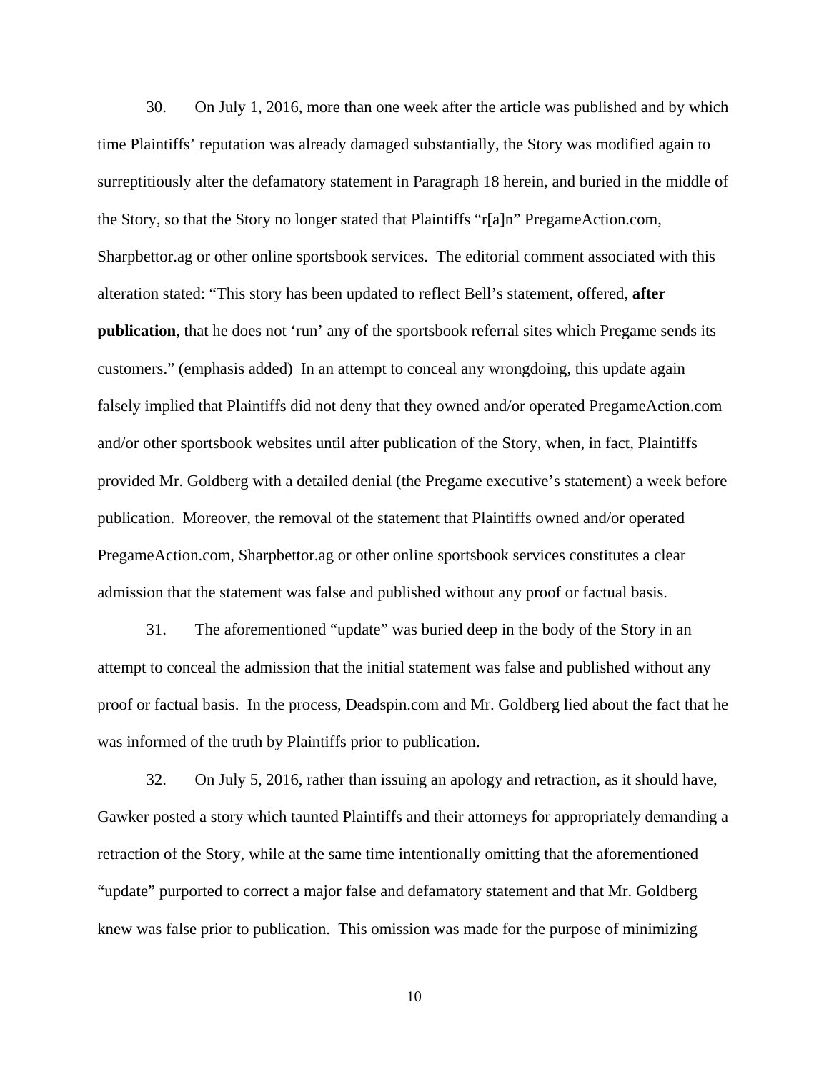30. On July 1, 2016, more than one week after the article was published and by which time Plaintiffs' reputation was already damaged substantially, the Story was modified again to surreptitiously alter the defamatory statement in Paragraph 18 herein, and buried in the middle of the Story, so that the Story no longer stated that Plaintiffs "r[a]n" PregameAction.com, Sharpbettor.ag or other online sportsbook services. The editorial comment associated with this alteration stated: "This story has been updated to reflect Bell's statement, offered, **after publication**, that he does not 'run' any of the sportsbook referral sites which Pregame sends its customers." (emphasis added) In an attempt to conceal any wrongdoing, this update again falsely implied that Plaintiffs did not deny that they owned and/or operated PregameAction.com and/or other sportsbook websites until after publication of the Story, when, in fact, Plaintiffs provided Mr. Goldberg with a detailed denial (the Pregame executive's statement) a week before publication. Moreover, the removal of the statement that Plaintiffs owned and/or operated PregameAction.com, Sharpbettor.ag or other online sportsbook services constitutes a clear admission that the statement was false and published without any proof or factual basis.

31. The aforementioned "update" was buried deep in the body of the Story in an attempt to conceal the admission that the initial statement was false and published without any proof or factual basis. In the process, Deadspin.com and Mr. Goldberg lied about the fact that he was informed of the truth by Plaintiffs prior to publication.

32. On July 5, 2016, rather than issuing an apology and retraction, as it should have, Gawker posted a story which taunted Plaintiffs and their attorneys for appropriately demanding a retraction of the Story, while at the same time intentionally omitting that the aforementioned "update" purported to correct a major false and defamatory statement and that Mr. Goldberg knew was false prior to publication. This omission was made for the purpose of minimizing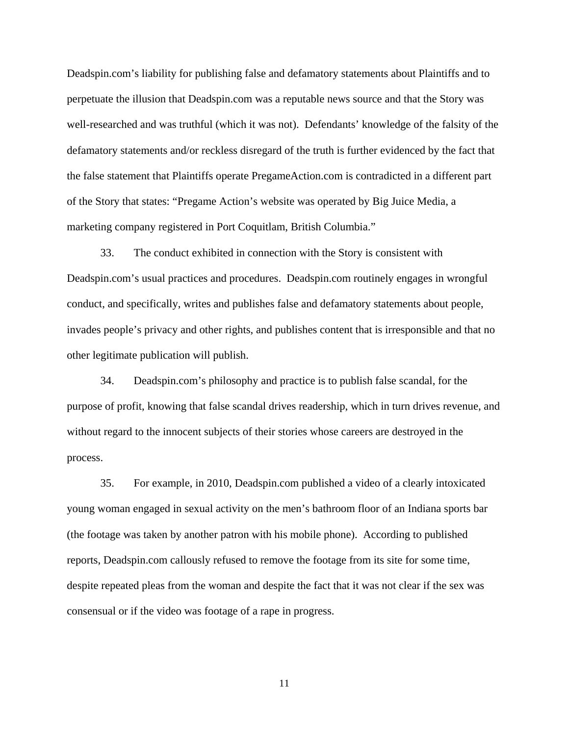Deadspin.com's liability for publishing false and defamatory statements about Plaintiffs and to perpetuate the illusion that Deadspin.com was a reputable news source and that the Story was well-researched and was truthful (which it was not). Defendants' knowledge of the falsity of the defamatory statements and/or reckless disregard of the truth is further evidenced by the fact that the false statement that Plaintiffs operate PregameAction.com is contradicted in a different part of the Story that states: "Pregame Action's website was operated by Big Juice Media, a marketing company registered in Port Coquitlam, British Columbia."

33. The conduct exhibited in connection with the Story is consistent with Deadspin.com's usual practices and procedures. Deadspin.com routinely engages in wrongful conduct, and specifically, writes and publishes false and defamatory statements about people, invades people's privacy and other rights, and publishes content that is irresponsible and that no other legitimate publication will publish.

34. Deadspin.com's philosophy and practice is to publish false scandal, for the purpose of profit, knowing that false scandal drives readership, which in turn drives revenue, and without regard to the innocent subjects of their stories whose careers are destroyed in the process.

35. For example, in 2010, Deadspin.com published a video of a clearly intoxicated young woman engaged in sexual activity on the men's bathroom floor of an Indiana sports bar (the footage was taken by another patron with his mobile phone). According to published reports, Deadspin.com callously refused to remove the footage from its site for some time, despite repeated pleas from the woman and despite the fact that it was not clear if the sex was consensual or if the video was footage of a rape in progress.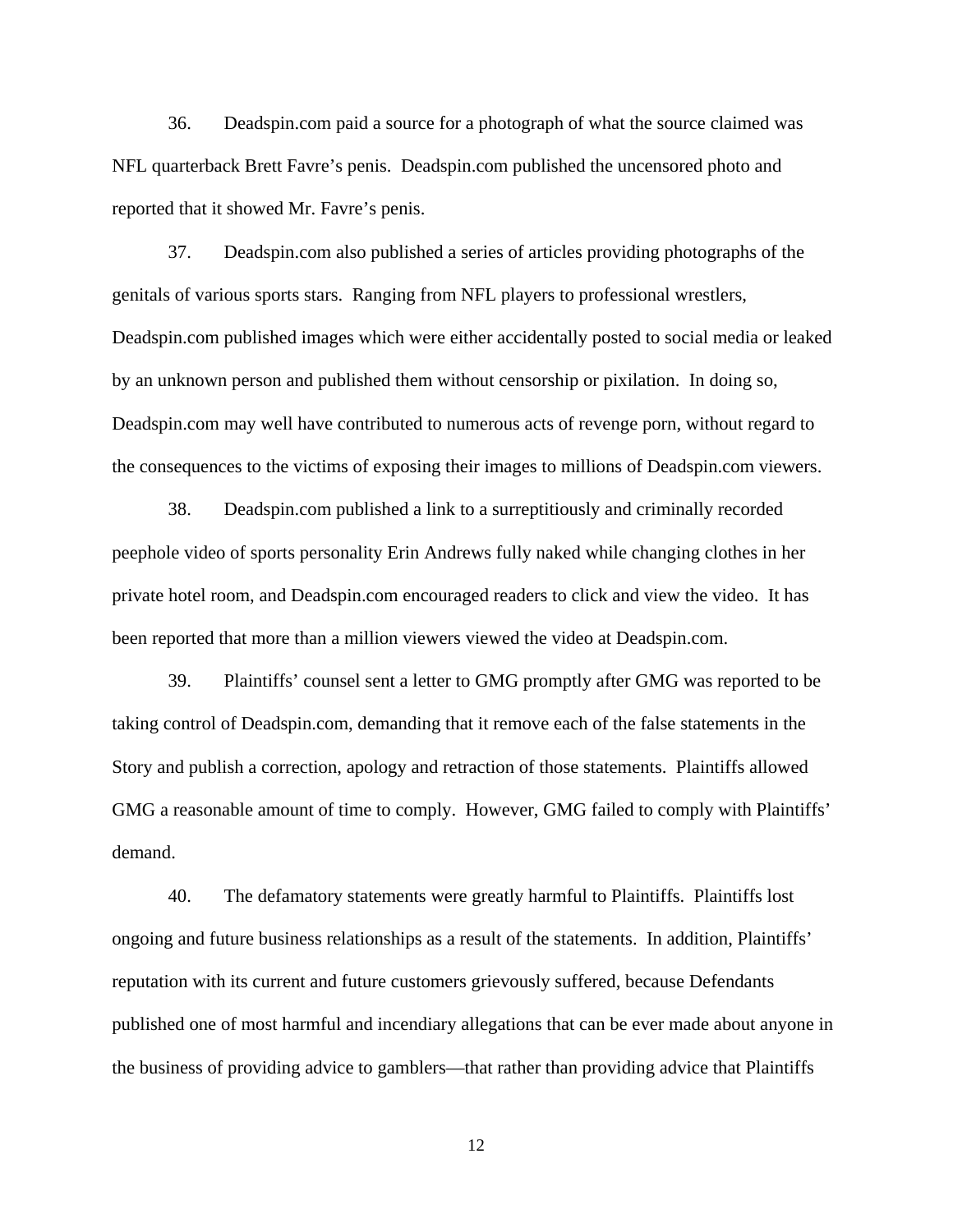36. Deadspin.com paid a source for a photograph of what the source claimed was NFL quarterback Brett Favre's penis. Deadspin.com published the uncensored photo and reported that it showed Mr. Favre's penis.

37. Deadspin.com also published a series of articles providing photographs of the genitals of various sports stars. Ranging from NFL players to professional wrestlers, Deadspin.com published images which were either accidentally posted to social media or leaked by an unknown person and published them without censorship or pixilation. In doing so, Deadspin.com may well have contributed to numerous acts of revenge porn, without regard to the consequences to the victims of exposing their images to millions of Deadspin.com viewers.

38. Deadspin.com published a link to a surreptitiously and criminally recorded peephole video of sports personality Erin Andrews fully naked while changing clothes in her private hotel room, and Deadspin.com encouraged readers to click and view the video. It has been reported that more than a million viewers viewed the video at Deadspin.com.

39. Plaintiffs' counsel sent a letter to GMG promptly after GMG was reported to be taking control of Deadspin.com, demanding that it remove each of the false statements in the Story and publish a correction, apology and retraction of those statements. Plaintiffs allowed GMG a reasonable amount of time to comply. However, GMG failed to comply with Plaintiffs' demand.

40. The defamatory statements were greatly harmful to Plaintiffs. Plaintiffs lost ongoing and future business relationships as a result of the statements. In addition, Plaintiffs' reputation with its current and future customers grievously suffered, because Defendants published one of most harmful and incendiary allegations that can be ever made about anyone in the business of providing advice to gamblers—that rather than providing advice that Plaintiffs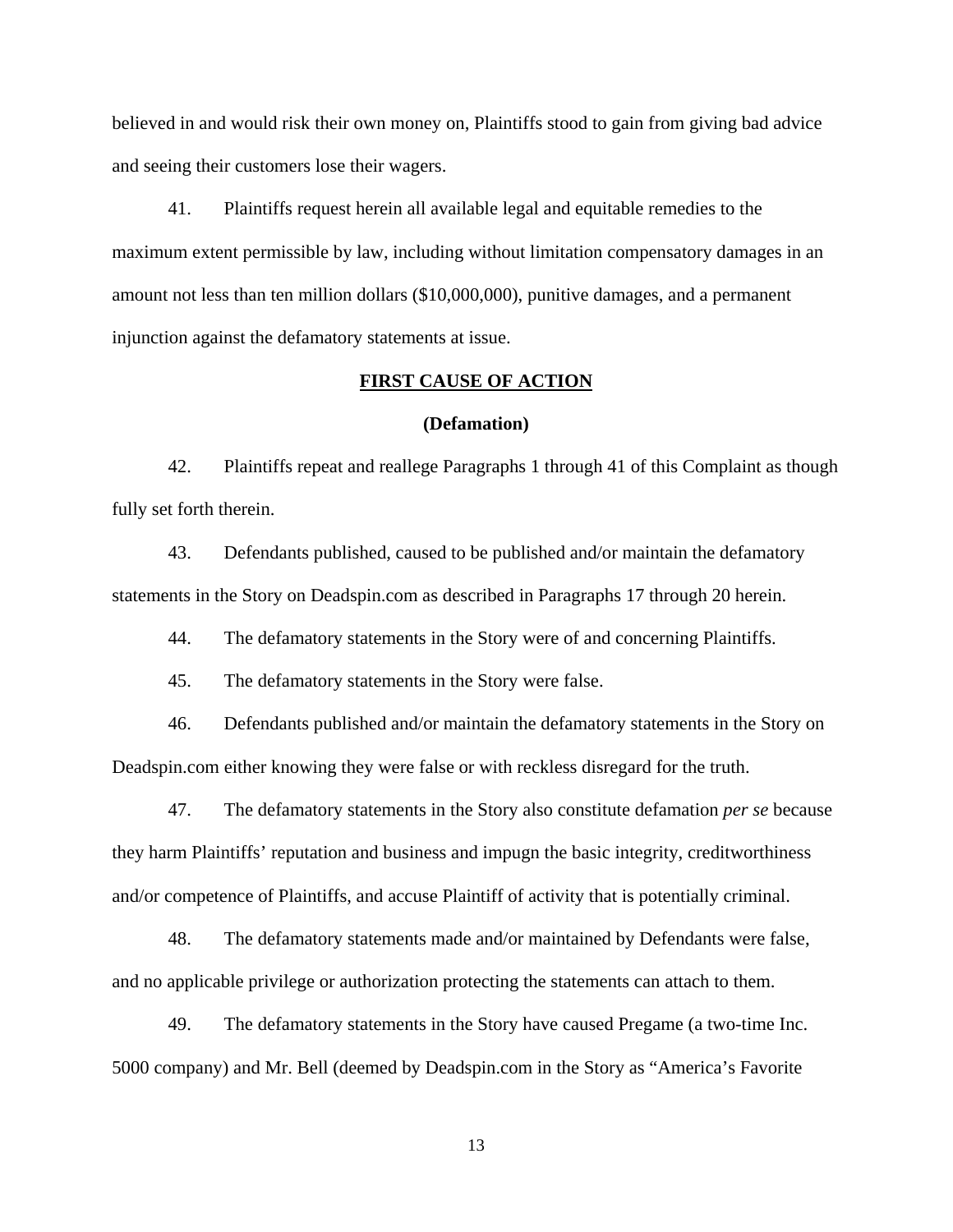believed in and would risk their own money on, Plaintiffs stood to gain from giving bad advice and seeing their customers lose their wagers.

41. Plaintiffs request herein all available legal and equitable remedies to the maximum extent permissible by law, including without limitation compensatory damages in an amount not less than ten million dollars ($10,000,000), punitive damages, and a permanent injunction against the defamatory statements at issue.

**FIRST CAUSE OF ACTION**

**(Defamation)**

42. Plaintiffs repeat and reallege Paragraphs 1 through 41 of this Complaint as though fully set forth therein.

43. Defendants published, caused to be published and/or maintain the defamatory statements in the Story on Deadspin.com as described in Paragraphs 17 through 20 herein.

44. The defamatory statements in the Story were of and concerning Plaintiffs.

45. The defamatory statements in the Story were false.

46. Defendants published and/or maintain the defamatory statements in the Story on Deadspin.com either knowing they were false or with reckless disregard for the truth.

47. The defamatory statements in the Story also constitute defamation *per se* because they harm Plaintiffs' reputation and business and impugn the basic integrity, creditworthiness and/or competence of Plaintiffs, and accuse Plaintiff of activity that is potentially criminal.

48. The defamatory statements made and/or maintained by Defendants were false, and no applicable privilege or authorization protecting the statements can attach to them.

49. The defamatory statements in the Story have caused Pregame (a two-time Inc. 5000 company) and Mr. Bell (deemed by Deadspin.com in the Story as "America's Favorite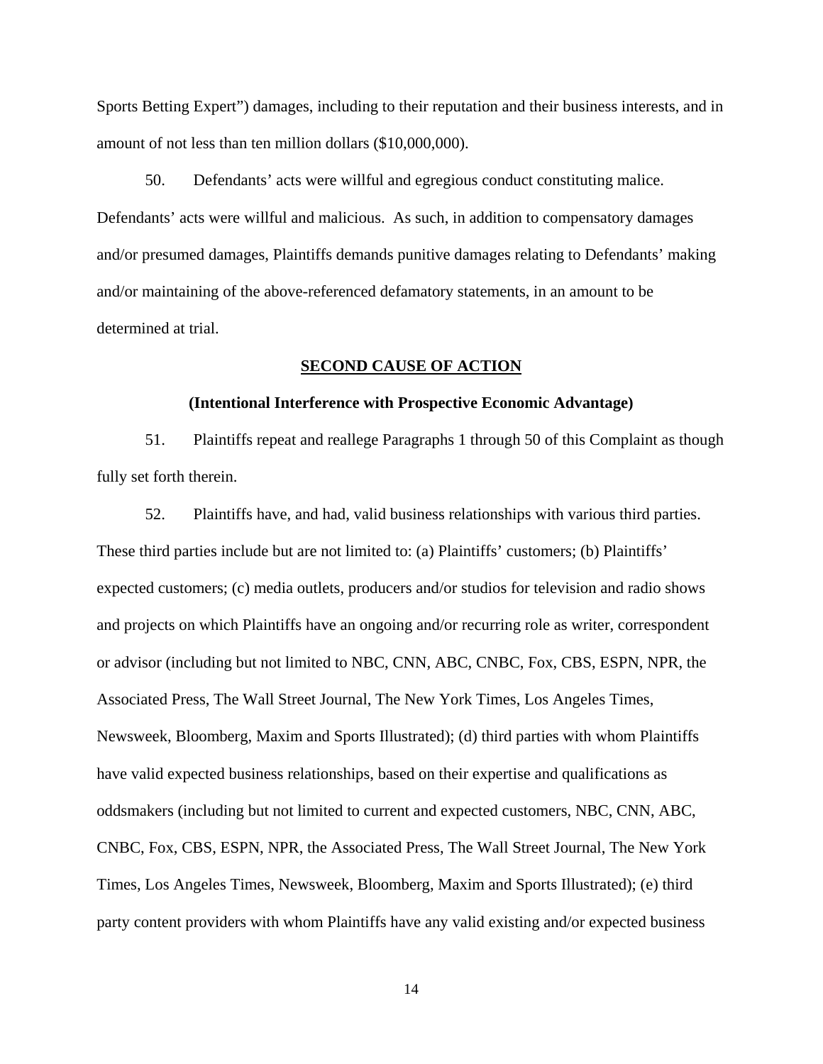Sports Betting Expert") damages, including to their reputation and their business interests, and in amount of not less than ten million dollars ($10,000,000).

50. Defendants' acts were willful and egregious conduct constituting malice. Defendants' acts were willful and malicious. As such, in addition to compensatory damages and/or presumed damages, Plaintiffs demands punitive damages relating to Defendants' making and/or maintaining of the above-referenced defamatory statements, in an amount to be determined at trial.

## **SECOND CAUSE OF ACTION**

### **(Intentional Interference with Prospective Economic Advantage)**

51. Plaintiffs repeat and reallege Paragraphs 1 through 50 of this Complaint as though fully set forth therein.

52. Plaintiffs have, and had, valid business relationships with various third parties. These third parties include but are not limited to: (a) Plaintiffs' customers; (b) Plaintiffs' expected customers; (c) media outlets, producers and/or studios for television and radio shows and projects on which Plaintiffs have an ongoing and/or recurring role as writer, correspondent or advisor (including but not limited to NBC, CNN, ABC, CNBC, Fox, CBS, ESPN, NPR, the Associated Press, The Wall Street Journal, The New York Times, Los Angeles Times, Newsweek, Bloomberg, Maxim and Sports Illustrated); (d) third parties with whom Plaintiffs have valid expected business relationships, based on their expertise and qualifications as oddsmakers (including but not limited to current and expected customers, NBC, CNN, ABC, CNBC, Fox, CBS, ESPN, NPR, the Associated Press, The Wall Street Journal, The New York Times, Los Angeles Times, Newsweek, Bloomberg, Maxim and Sports Illustrated); (e) third party content providers with whom Plaintiffs have any valid existing and/or expected business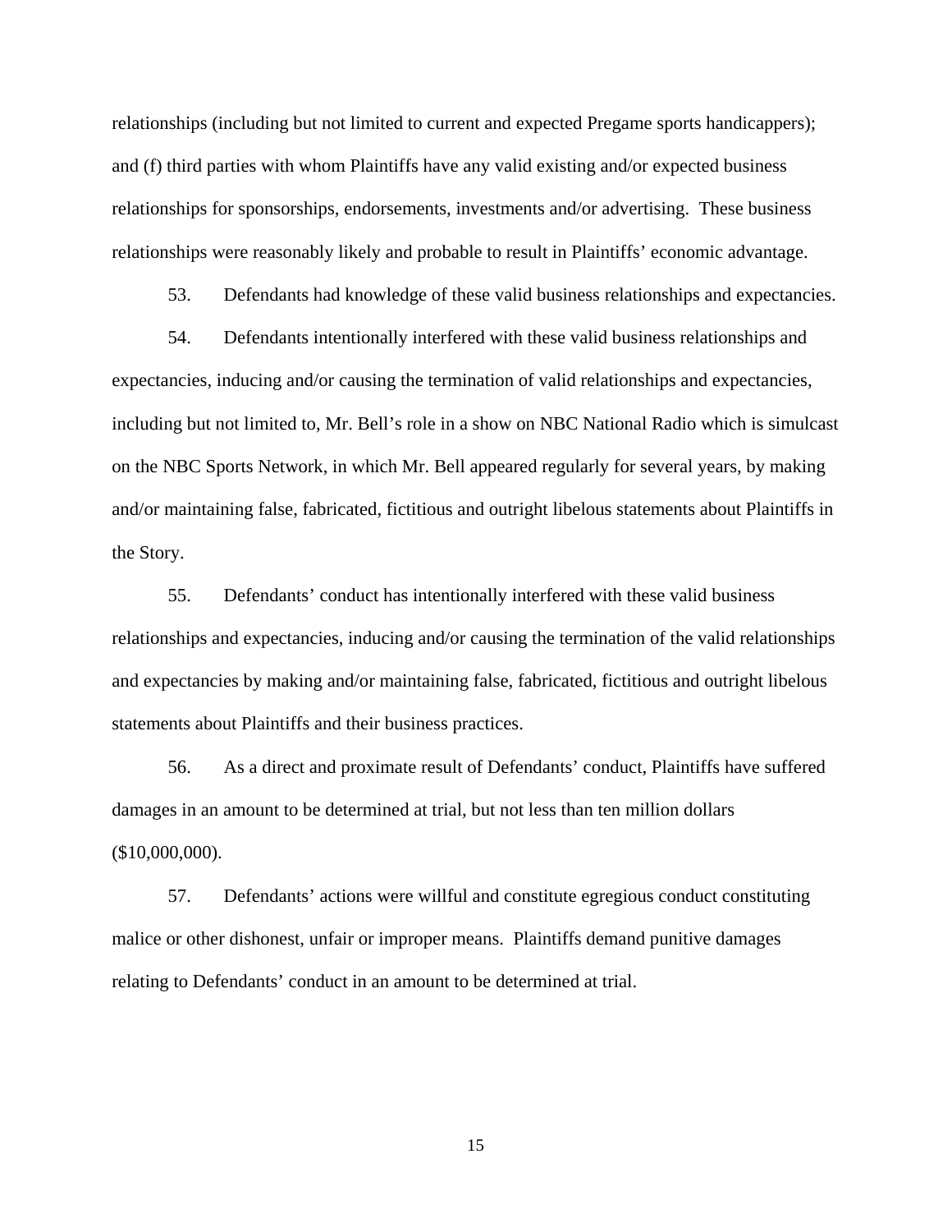relationships (including but not limited to current and expected Pregame sports handicappers); and (f) third parties with whom Plaintiffs have any valid existing and/or expected business relationships for sponsorships, endorsements, investments and/or advertising. These business relationships were reasonably likely and probable to result in Plaintiffs' economic advantage.

53. Defendants had knowledge of these valid business relationships and expectancies.

54. Defendants intentionally interfered with these valid business relationships and expectancies, inducing and/or causing the termination of valid relationships and expectancies, including but not limited to, Mr. Bell's role in a show on NBC National Radio which is simulcast on the NBC Sports Network, in which Mr. Bell appeared regularly for several years, by making and/or maintaining false, fabricated, fictitious and outright libelous statements about Plaintiffs in the Story.

55. Defendants' conduct has intentionally interfered with these valid business relationships and expectancies, inducing and/or causing the termination of the valid relationships and expectancies by making and/or maintaining false, fabricated, fictitious and outright libelous statements about Plaintiffs and their business practices.

56. As a direct and proximate result of Defendants' conduct, Plaintiffs have suffered damages in an amount to be determined at trial, but not less than ten million dollars ($10,000,000).

57. Defendants' actions were willful and constitute egregious conduct constituting malice or other dishonest, unfair or improper means. Plaintiffs demand punitive damages relating to Defendants' conduct in an amount to be determined at trial.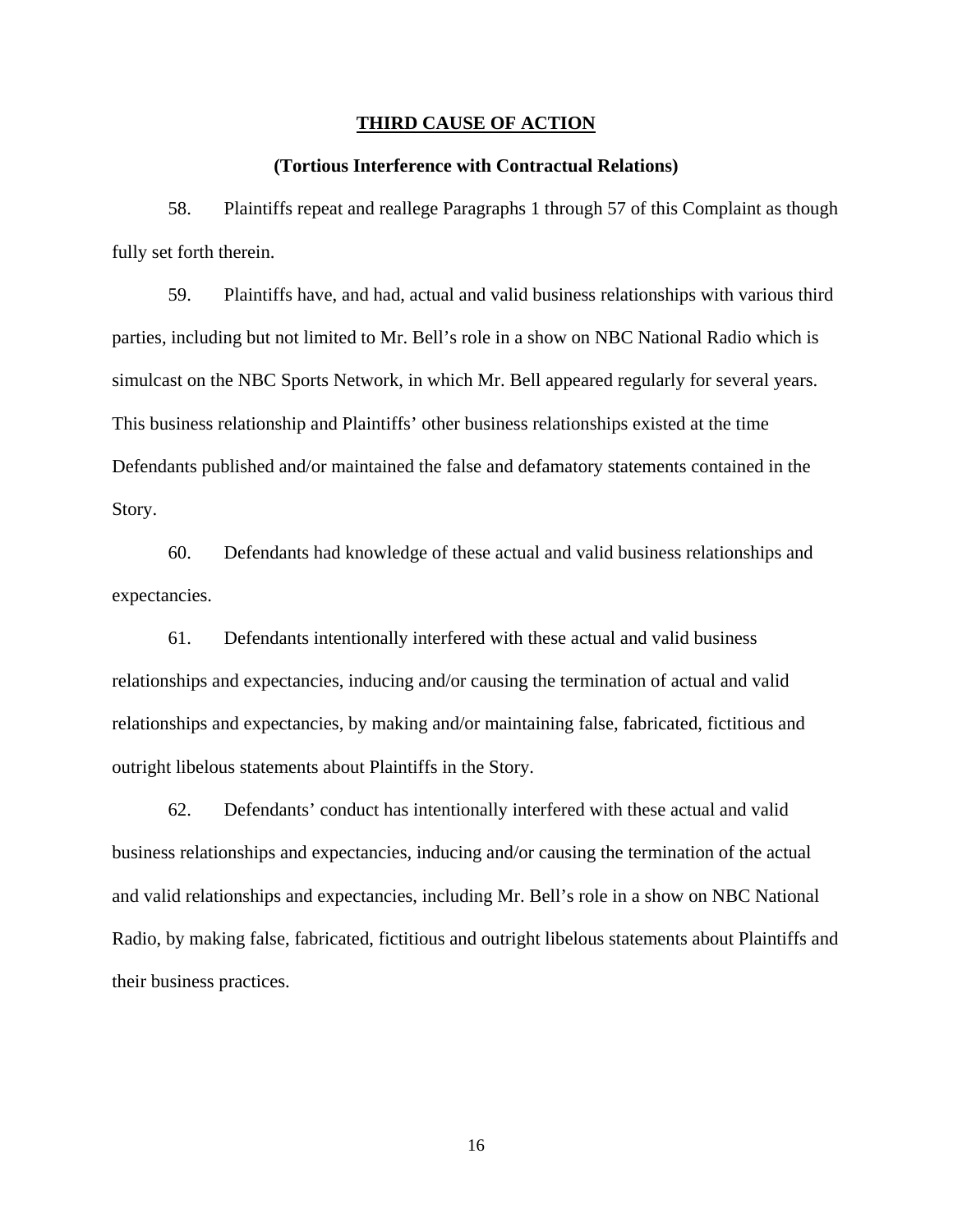## THIRD CAUSE OF ACTION

### (Tortious Interference with Contractual Relations)

58. Plaintiffs repeat and reallege Paragraphs 1 through 57 of this Complaint as though fully set forth therein.

59. Plaintiffs have, and had, actual and valid business relationships with various third parties, including but not limited to Mr. Bell's role in a show on NBC National Radio which is simulcast on the NBC Sports Network, in which Mr. Bell appeared regularly for several years. This business relationship and Plaintiffs' other business relationships existed at the time Defendants published and/or maintained the false and defamatory statements contained in the Story.

60. Defendants had knowledge of these actual and valid business relationships and expectancies.

61. Defendants intentionally interfered with these actual and valid business relationships and expectancies, inducing and/or causing the termination of actual and valid relationships and expectancies, by making and/or maintaining false, fabricated, fictitious and outright libelous statements about Plaintiffs in the Story.

62. Defendants' conduct has intentionally interfered with these actual and valid business relationships and expectancies, inducing and/or causing the termination of the actual and valid relationships and expectancies, including Mr. Bell's role in a show on NBC National Radio, by making false, fabricated, fictitious and outright libelous statements about Plaintiffs and their business practices.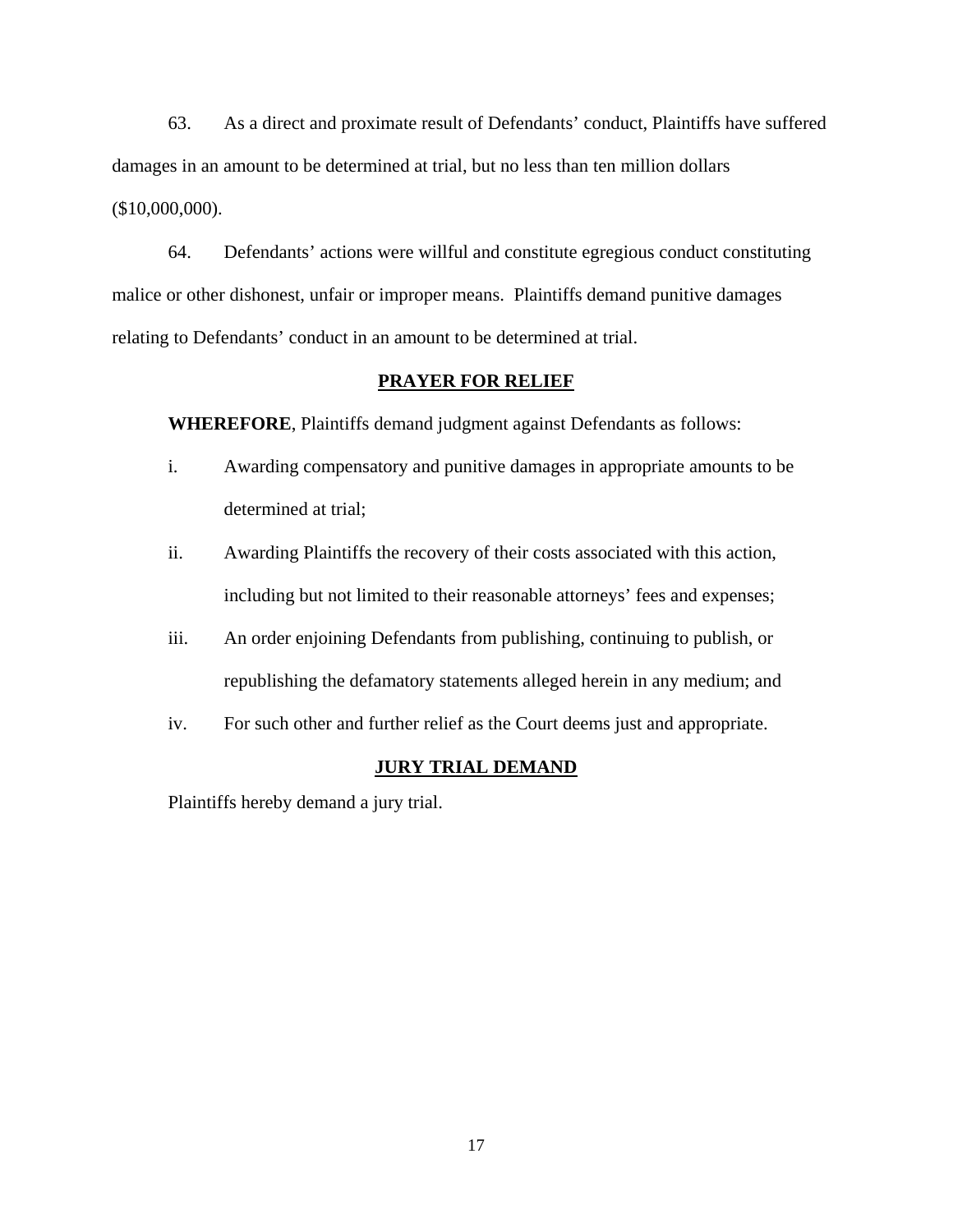63. As a direct and proximate result of Defendants' conduct, Plaintiffs have suffered damages in an amount to be determined at trial, but no less than ten million dollars ($10,000,000).

64. Defendants' actions were willful and constitute egregious conduct constituting malice or other dishonest, unfair or improper means. Plaintiffs demand punitive damages relating to Defendants' conduct in an amount to be determined at trial.

## PRAYER FOR RELIEF

**WHEREFORE**, Plaintiffs demand judgment against Defendants as follows:

i. Awarding compensatory and punitive damages in appropriate amounts to be determined at trial;

ii. Awarding Plaintiffs the recovery of their costs associated with this action, including but not limited to their reasonable attorneys' fees and expenses;

iii. An order enjoining Defendants from publishing, continuing to publish, or republishing the defamatory statements alleged herein in any medium; and

iv. For such other and further relief as the Court deems just and appropriate.

## JURY TRIAL DEMAND

Plaintiffs hereby demand a jury trial.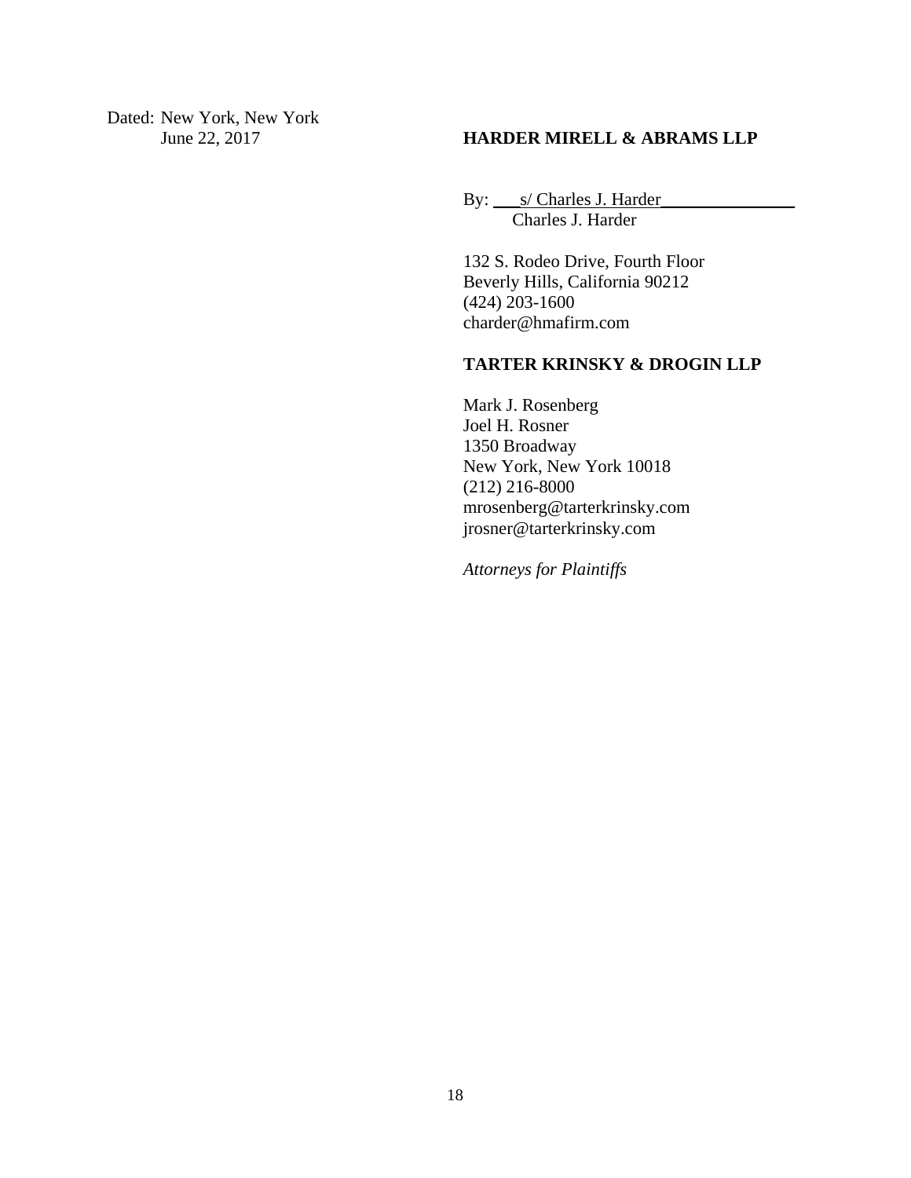Dated: New York, New York
June 22, 2017

**HARDER MIRELL & ABRAMS LLP**

By: s/ Charles J. Harder
Charles J. Harder

132 S. Rodeo Drive, Fourth Floor
Beverly Hills, California 90212
(424) 203-1600
charder@hmafirm.com

**TARTER KRINSKY & DROGIN LLP**

Mark J. Rosenberg
Joel H. Rosner
1350 Broadway
New York, New York 10018
(212) 216-8000
mrosenberg@tarterkrinsky.com
jrosner@tarterkrinsky.com

*Attorneys for Plaintiffs*